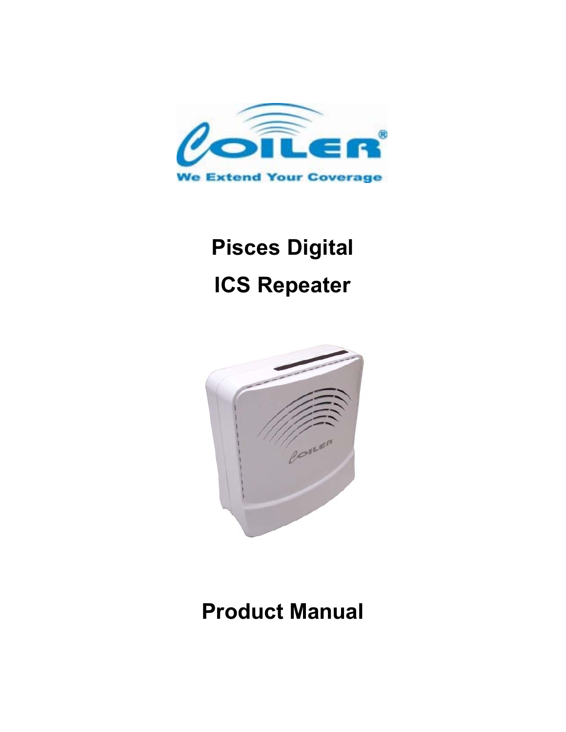# Pisces Digital

# ICS Repeater

# Product Manual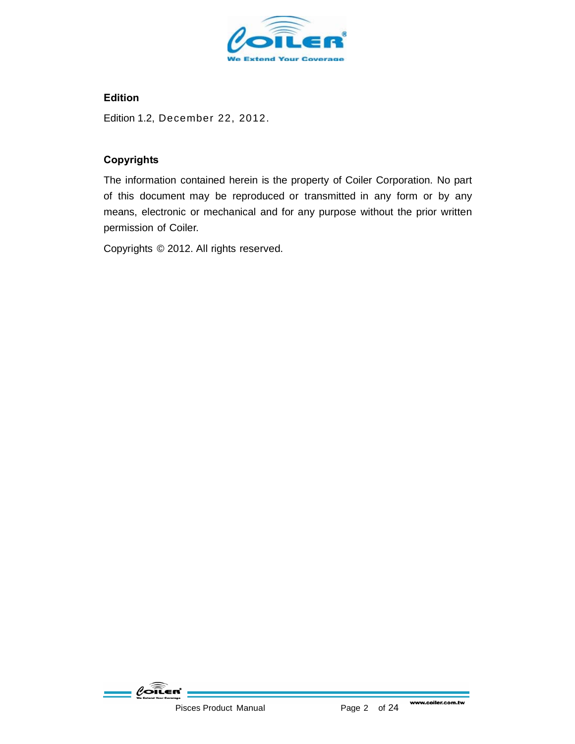## Edition

Edition 1.2, December 22, 2012.

## Copyrights

The information contained herein is the property of Coiler Corporation. No part of this document may be reproduced or transmitted in any form or by any means, electronic or mechanical and for any purpose without the prior written permission of Coiler.

Copyrights © 2012. All rights reserved.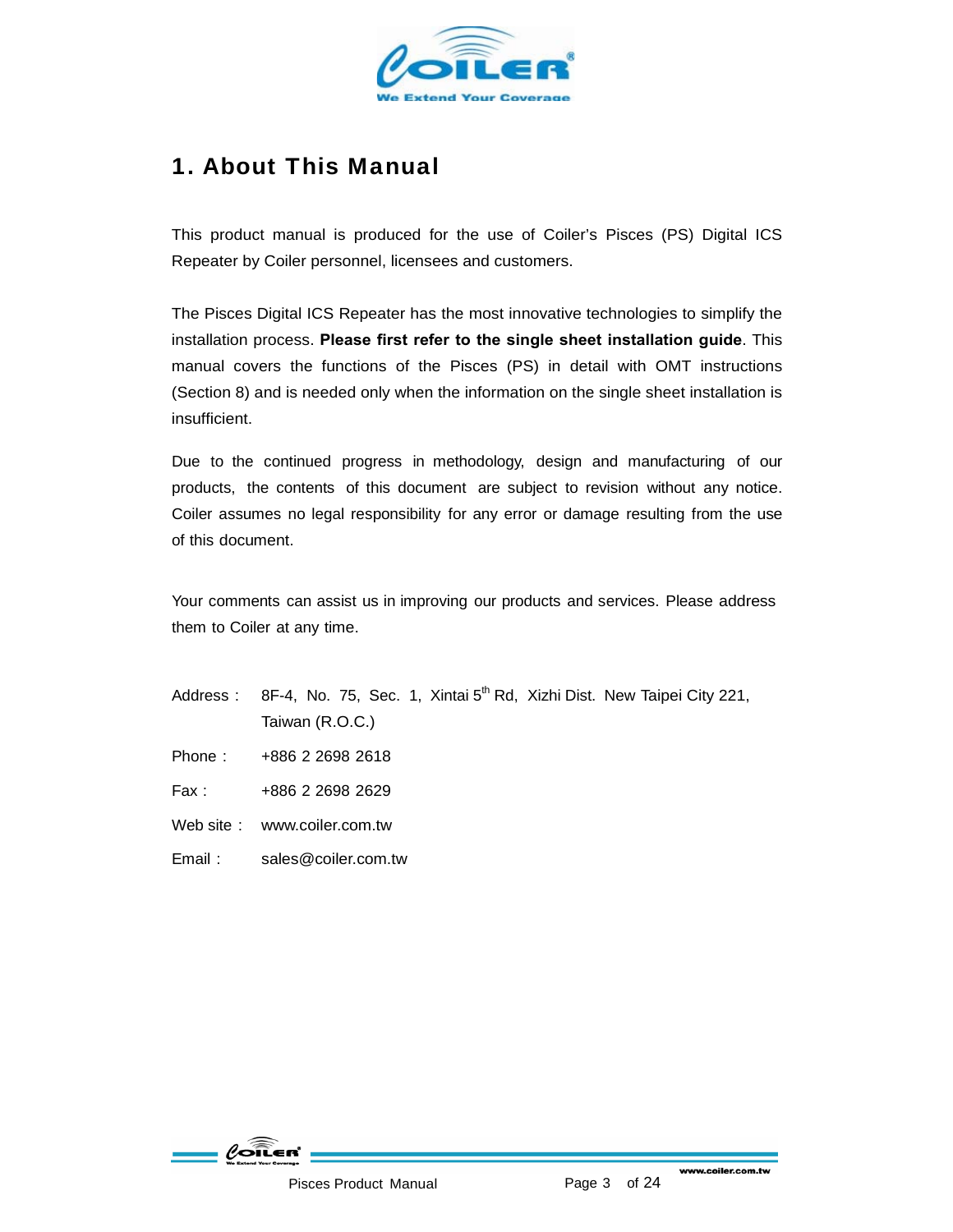# 1. About This Manual

This product manual is produced for the use of Coiler's Pisces (PS) Digital ICS Repeater by Coiler personnel, licensees and customers.

The Pisces Digital ICS Repeater has the most innovative technologies to simplify the installation process. **Please first refer to the single sheet installation guide**. This manual covers the functions of the Pisces (PS) in detail with OMT instructions (Section 8) and is needed only when the information on the single sheet installation is insufficient.

Due to the continued progress in methodology, design and manufacturing of our products, the contents of this document are subject to revision without any notice. Coiler assumes no legal responsibility for any error or damage resulting from the use of this document.

Your comments can assist us in improving our products and services. Please address them to Coiler at any time.

Address： 8F-4, No. 75, Sec. 1, Xintai 5th Rd, Xizhi Dist. New Taipei City 221, Taiwan (R.O.C.)

Phone： +886 2 2698 2618

Fax： +886 2 2698 2629

Web site： www.coiler.com.tw

Email： sales@coiler.com.tw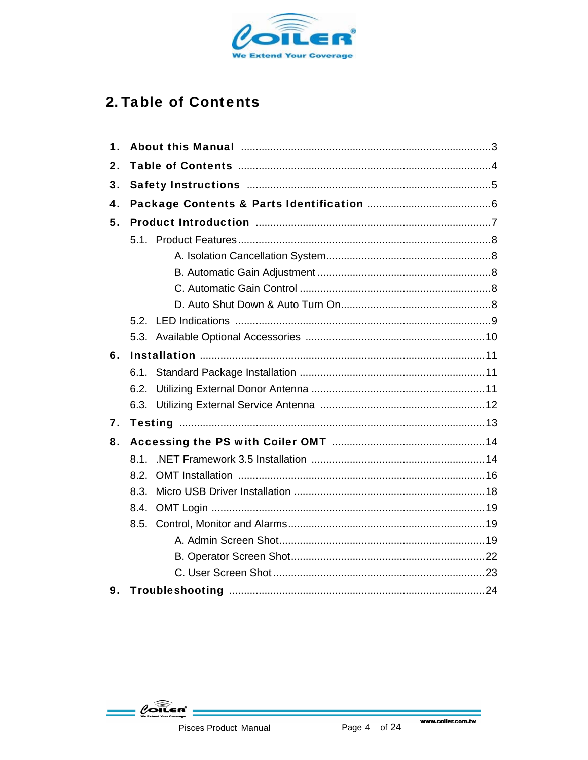## 2. Table of Contents

1. **About this Manual** ....................................................................................3
2. **Table of Contents** ....................................................................................4
3. **Safety Instructions** ..................................................................................5
4. **Package Contents & Parts Identification** .........................................6
5. **Product Introduction** ...............................................................................7
   - 5.1. Product Features ......................................................................................8
     - A. Isolation Cancellation System........................................................8
     - B. Automatic Gain Adjustment ...........................................................8
     - C. Automatic Gain Control .................................................................8
     - D. Auto Shut Down & Auto Turn On...................................................8
   - 5.2. LED Indications .......................................................................................9
   - 5.3. Available Optional Accessories .............................................................10
6. **Installation** ................................................................................................11
   - 6.1. Standard Package Installation ...............................................................11
   - 6.2. Utilizing External Donor Antenna ...........................................................11
   - 6.3. Utilizing External Service Antenna ........................................................12
7. **Testing** .......................................................................................................13
8. **Accessing the PS with Coiler OMT** ...................................................14
   - 8.1. .NET Framework 3.5 Installation ...........................................................14
   - 8.2. OMT Installation ....................................................................................16
   - 8.3. Micro USB Driver Installation .................................................................18
   - 8.4. OMT Login .............................................................................................19
   - 8.5. Control, Monitor and Alarms...................................................................19
     - A. Admin Screen Shot......................................................................19
     - B. Operator Screen Shot..................................................................22
     - C. User Screen Shot ........................................................................23
9. **Troubleshooting** .......................................................................................24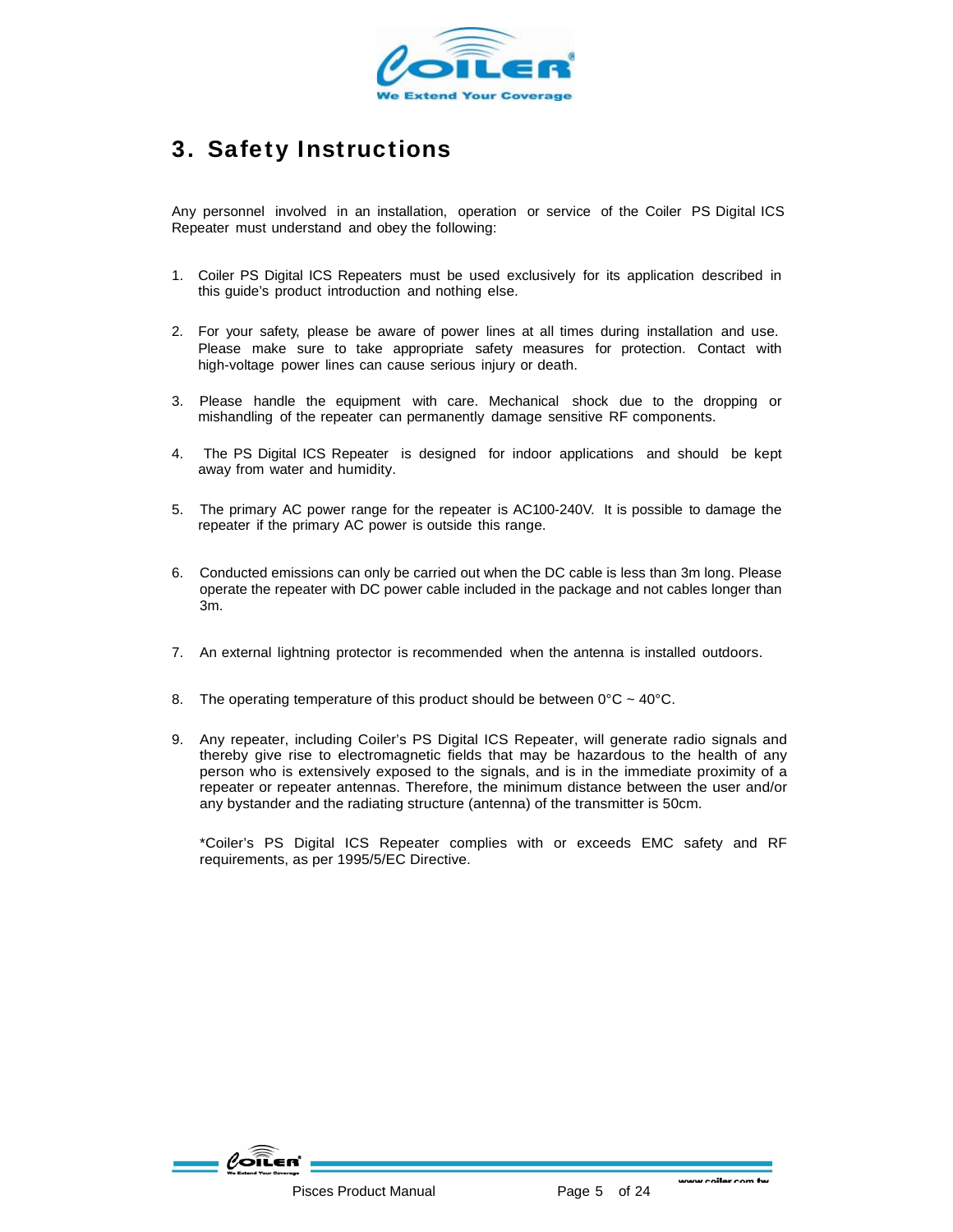# 3. Safety Instructions

Any personnel involved in an installation, operation or service of the Coiler PS Digital ICS Repeater must understand and obey the following:

1. Coiler PS Digital ICS Repeaters must be used exclusively for its application described in this guide's product introduction and nothing else.

2. For your safety, please be aware of power lines at all times during installation and use. Please make sure to take appropriate safety measures for protection. Contact with high-voltage power lines can cause serious injury or death.

3. Please handle the equipment with care. Mechanical shock due to the dropping or mishandling of the repeater can permanently damage sensitive RF components.

4. The PS Digital ICS Repeater is designed for indoor applications and should be kept away from water and humidity.

5. The primary AC power range for the repeater is AC100-240V. It is possible to damage the repeater if the primary AC power is outside this range.

6. Conducted emissions can only be carried out when the DC cable is less than 3m long. Please operate the repeater with DC power cable included in the package and not cables longer than 3m.

7. An external lightning protector is recommended when the antenna is installed outdoors.

8. The operating temperature of this product should be between 0°C ~ 40°C.

9. Any repeater, including Coiler's PS Digital ICS Repeater, will generate radio signals and thereby give rise to electromagnetic fields that may be hazardous to the health of any person who is extensively exposed to the signals, and is in the immediate proximity of a repeater or repeater antennas. Therefore, the minimum distance between the user and/or any bystander and the radiating structure (antenna) of the transmitter is 50cm.

   *Coiler's PS Digital ICS Repeater complies with or exceeds EMC safety and RF requirements, as per 1995/5/EC Directive.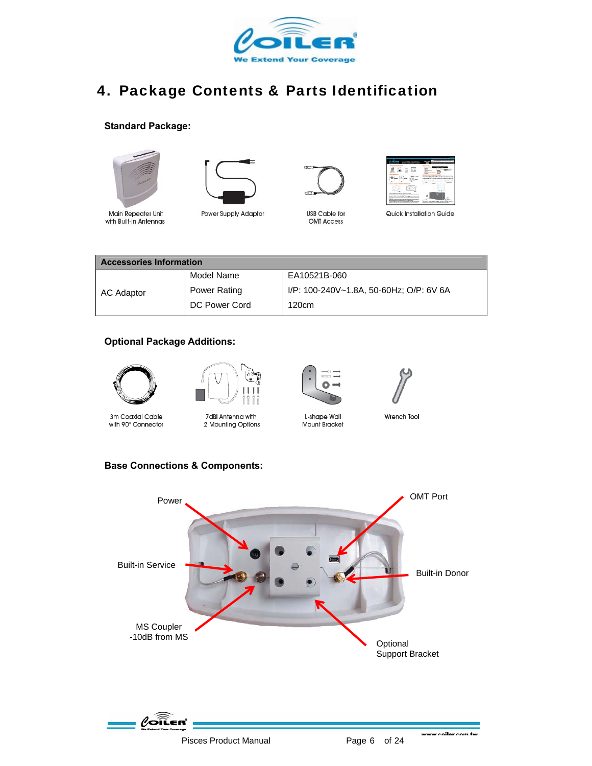# 4. Package Contents & Parts Identification

**Standard Package:**

Main Repeater Unit with Built-in Antennas

Power Supply Adaptor

USB Cable for OMT Access

Quick Installation Guide

| Accessories Information | | |
|---|---|---|
| AC Adaptor | Model Name | EA10521B-060 |
| | Power Rating | I/P: 100-240V~1.8A, 50-60Hz; O/P: 6V 6A |
| | DC Power Cord | 120cm |

**Optional Package Additions:**

3m Coaxial Cable with 90° Connector

7dBi Antenna with 2 Mounting Options

L-shape Wall Mount Bracket

Wrench Tool

**Base Connections & Components:**

Power

OMT Port

Built-in Service

Built-in Donor

MS Coupler -10dB from MS

Optional Support Bracket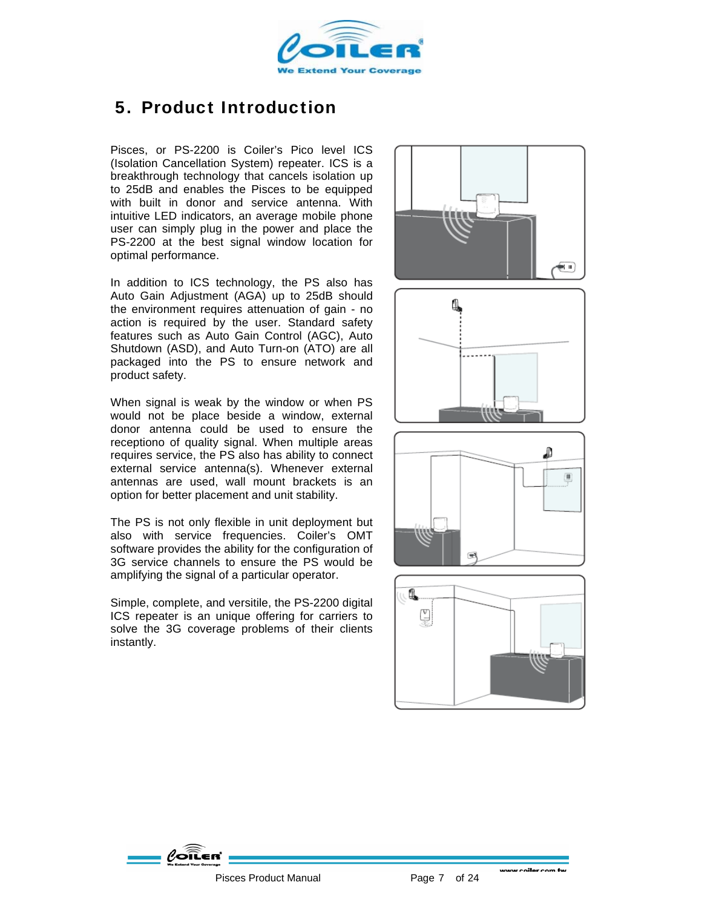# 5. Product Introduction

Pisces, or PS-2200 is Coiler's Pico level ICS (Isolation Cancellation System) repeater. ICS is a breakthrough technology that cancels isolation up to 25dB and enables the Pisces to be equipped with built in donor and service antenna. With intuitive LED indicators, an average mobile phone user can simply plug in the power and place the PS-2200 at the best signal window location for optimal performance.

In addition to ICS technology, the PS also has Auto Gain Adjustment (AGA) up to 25dB should the environment requires attenuation of gain - no action is required by the user. Standard safety features such as Auto Gain Control (AGC), Auto Shutdown (ASD), and Auto Turn-on (ATO) are all packaged into the PS to ensure network and product safety.

When signal is weak by the window or when PS would not be place beside a window, external donor antenna could be used to ensure the receptiono of quality signal. When multiple areas requires service, the PS also has ability to connect external service antenna(s). Whenever external antennas are used, wall mount brackets is an option for better placement and unit stability.

The PS is not only flexible in unit deployment but also with service frequencies. Coiler's OMT software provides the ability for the configuration of 3G service channels to ensure the PS would be amplifying the signal of a particular operator.

Simple, complete, and versitile, the PS-2200 digital ICS repeater is an unique offering for carriers to solve the 3G coverage problems of their clients instantly.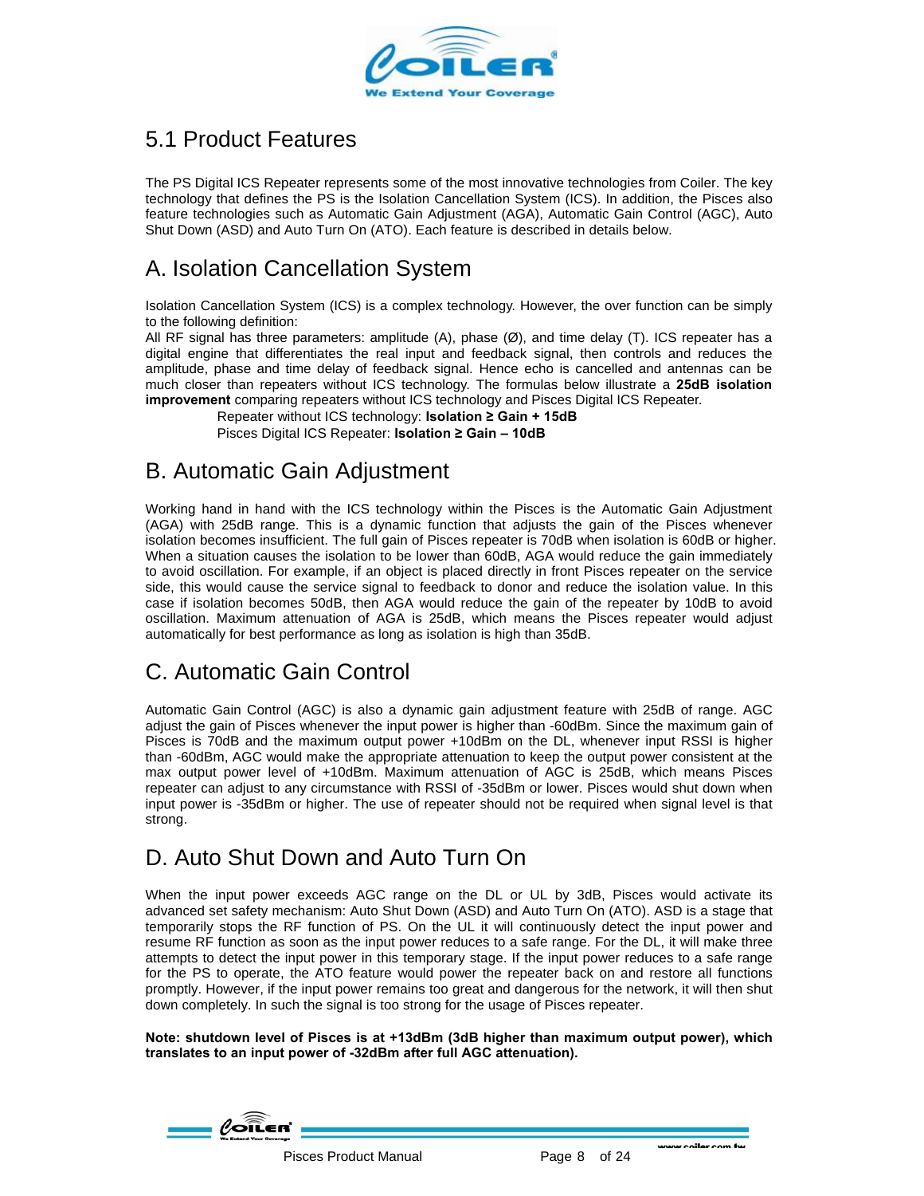## 5.1 Product Features

The PS Digital ICS Repeater represents some of the most innovative technologies from Coiler. The key technology that defines the PS is the Isolation Cancellation System (ICS). In addition, the Pisces also feature technologies such as Automatic Gain Adjustment (AGA), Automatic Gain Control (AGC), Auto Shut Down (ASD) and Auto Turn On (ATO). Each feature is described in details below.

## A. Isolation Cancellation System

Isolation Cancellation System (ICS) is a complex technology. However, the over function can be simply to the following definition:
All RF signal has three parameters: amplitude (A), phase (Ø), and time delay (T). ICS repeater has a digital engine that differentiates the real input and feedback signal, then controls and reduces the amplitude, phase and time delay of feedback signal. Hence echo is cancelled and antennas can be much closer than repeaters without ICS technology. The formulas below illustrate a **25dB isolation improvement** comparing repeaters without ICS technology and Pisces Digital ICS Repeater.

Repeater without ICS technology: **Isolation ≥ Gain + 15dB**
Pisces Digital ICS Repeater: **Isolation ≥ Gain – 10dB**

## B. Automatic Gain Adjustment

Working hand in hand with the ICS technology within the Pisces is the Automatic Gain Adjustment (AGA) with 25dB range. This is a dynamic function that adjusts the gain of the Pisces whenever isolation becomes insufficient. The full gain of Pisces repeater is 70dB when isolation is 60dB or higher. When a situation causes the isolation to be lower than 60dB, AGA would reduce the gain immediately to avoid oscillation. For example, if an object is placed directly in front Pisces repeater on the service side, this would cause the service signal to feedback to donor and reduce the isolation value. In this case if isolation becomes 50dB, then AGA would reduce the gain of the repeater by 10dB to avoid oscillation. Maximum attenuation of AGA is 25dB, which means the Pisces repeater would adjust automatically for best performance as long as isolation is high than 35dB.

## C. Automatic Gain Control

Automatic Gain Control (AGC) is also a dynamic gain adjustment feature with 25dB of range. AGC adjust the gain of Pisces whenever the input power is higher than -60dBm. Since the maximum gain of Pisces is 70dB and the maximum output power +10dBm on the DL, whenever input RSSI is higher than -60dBm, AGC would make the appropriate attenuation to keep the output power consistent at the max output power level of +10dBm. Maximum attenuation of AGC is 25dB, which means Pisces repeater can adjust to any circumstance with RSSI of -35dBm or lower. Pisces would shut down when input power is -35dBm or higher. The use of repeater should not be required when signal level is that strong.

## D. Auto Shut Down and Auto Turn On

When the input power exceeds AGC range on the DL or UL by 3dB, Pisces would activate its advanced set safety mechanism: Auto Shut Down (ASD) and Auto Turn On (ATO). ASD is a stage that temporarily stops the RF function of PS. On the UL it will continuously detect the input power and resume RF function as soon as the input power reduces to a safe range. For the DL, it will make three attempts to detect the input power in this temporary stage. If the input power reduces to a safe range for the PS to operate, the ATO feature would power the repeater back on and restore all functions promptly. However, if the input power remains too great and dangerous for the network, it will then shut down completely. In such the signal is too strong for the usage of Pisces repeater.

**Note: shutdown level of Pisces is at +13dBm (3dB higher than maximum output power), which translates to an input power of -32dBm after full AGC attenuation).**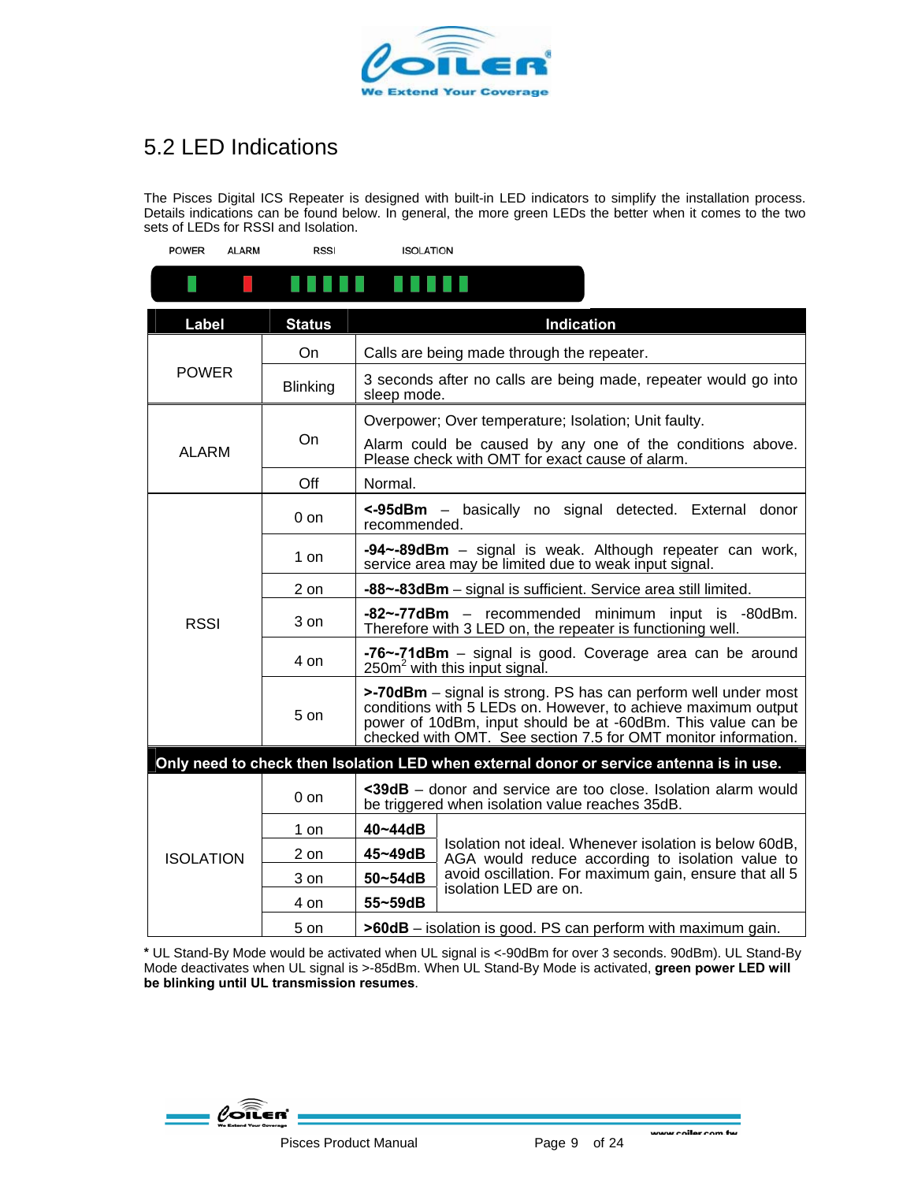## 5.2 LED Indications

The Pisces Digital ICS Repeater is designed with built-in LED indicators to simplify the installation process. Details indications can be found below. In general, the more green LEDs the better when it comes to the two sets of LEDs for RSSI and Isolation.

POWER ALARM RSSI ISOLATION

| Label | Status | Indication |
|---|---|---|
| POWER | On | Calls are being made through the repeater. |
| | Blinking | 3 seconds after no calls are being made, repeater would go into sleep mode. |
| ALARM | On | Overpower; Over temperature; Isolation; Unit faulty.<br>Alarm could be caused by any one of the conditions above. Please check with OMT for exact cause of alarm. |
| | Off | Normal. |
| RSSI | 0 on | **<-95dBm** – basically no signal detected. External donor recommended. |
| | 1 on | **-94~-89dBm** – signal is weak. Although repeater can work, service area may be limited due to weak input signal. |
| | 2 on | **-88~-83dBm** – signal is sufficient. Service area still limited. |
| | 3 on | **-82~-77dBm** – recommended minimum input is -80dBm. Therefore with 3 LED on, the repeater is functioning well. |
| | 4 on | **-76~-71dBm** – signal is good. Coverage area can be around 250m$^2$ with this input signal. |
| | 5 on | **>-70dBm** – signal is strong. PS has can perform well under most conditions with 5 LEDs on. However, to achieve maximum output power of 10dBm, input should be at -60dBm. This value can be checked with OMT. See section 7.5 for OMT monitor information. |
| **Only need to check then Isolation LED when external donor or service antenna is in use.** | | |
| ISOLATION | 0 on | **<39dB** – donor and service are too close. Isolation alarm would be triggered when isolation value reaches 35dB. |
| | 1 on | **40~44dB** – Isolation not ideal. Whenever isolation is below 60dB, AGA would reduce according to isolation value to avoid oscillation. For maximum gain, ensure that all 5 isolation LED are on. |
| | 2 on | **45~49dB** |
| | 3 on | **50~54dB** |
| | 4 on | **55~59dB** |
| | 5 on | **>60dB** – isolation is good. PS can perform with maximum gain. |

**\*** UL Stand-By Mode would be activated when UL signal is <-90dBm for over 3 seconds. 90dBm). UL Stand-By Mode deactivates when UL signal is >-85dBm. When UL Stand-By Mode is activated, **green power LED will be blinking until UL transmission resumes**.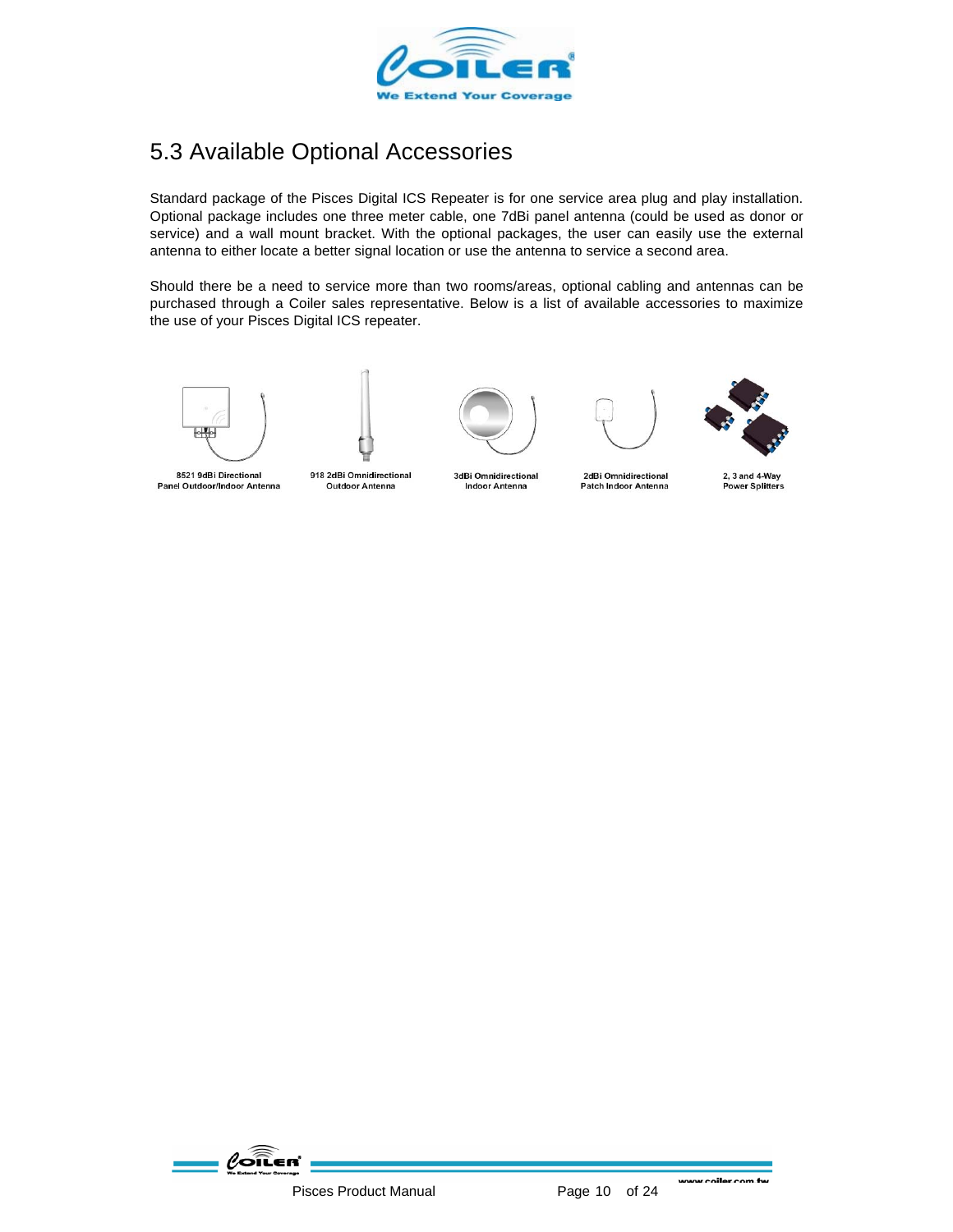## 5.3 Available Optional Accessories

Standard package of the Pisces Digital ICS Repeater is for one service area plug and play installation. Optional package includes one three meter cable, one 7dBi panel antenna (could be used as donor or service) and a wall mount bracket. With the optional packages, the user can easily use the external antenna to either locate a better signal location or use the antenna to service a second area.

Should there be a need to service more than two rooms/areas, optional cabling and antennas can be purchased through a Coiler sales representative. Below is a list of available accessories to maximize the use of your Pisces Digital ICS repeater.

8521 9dBi Directional Panel Outdoor/Indoor Antenna

918 2dBi Omnidirectional Outdoor Antenna

3dBi Omnidirectional Indoor Antenna

2dBi Omnidirectional Patch Indoor Antenna

2, 3 and 4-Way Power Splitters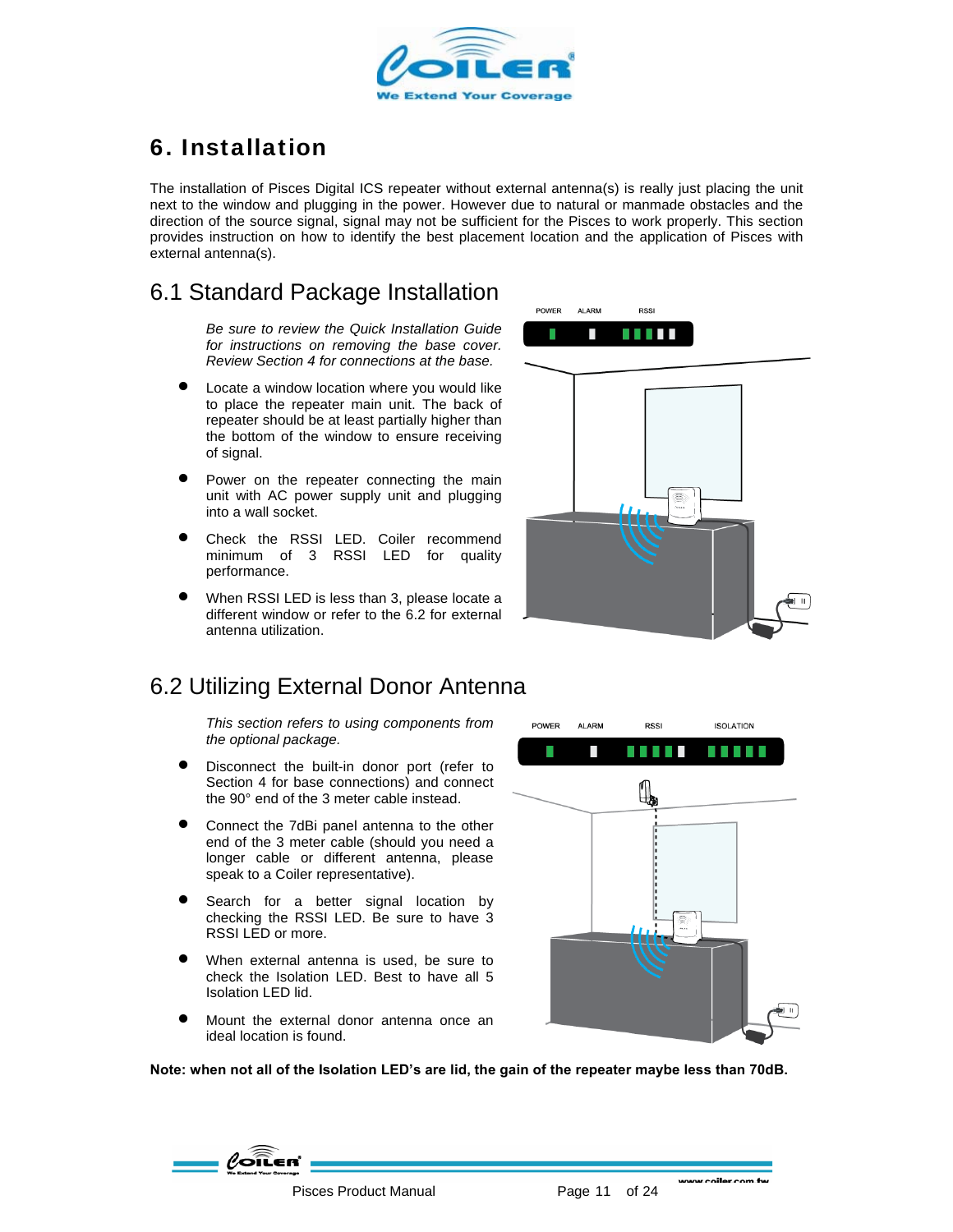# 6. Installation

The installation of Pisces Digital ICS repeater without external antenna(s) is really just placing the unit next to the window and plugging in the power. However due to natural or manmade obstacles and the direction of the source signal, signal may not be sufficient for the Pisces to work properly. This section provides instruction on how to identify the best placement location and the application of Pisces with external antenna(s).

## 6.1 Standard Package Installation

*Be sure to review the Quick Installation Guide for instructions on removing the base cover. Review Section 4 for connections at the base.*

- Locate a window location where you would like to place the repeater main unit. The back of repeater should be at least partially higher than the bottom of the window to ensure receiving of signal.
- Power on the repeater connecting the main unit with AC power supply unit and plugging into a wall socket.
- Check the RSSI LED. Coiler recommend minimum of 3 RSSI LED for quality performance.
- When RSSI LED is less than 3, please locate a different window or refer to the 6.2 for external antenna utilization.

## 6.2 Utilizing External Donor Antenna

*This section refers to using components from the optional package.*

- Disconnect the built-in donor port (refer to Section 4 for base connections) and connect the 90° end of the 3 meter cable instead.
- Connect the 7dBi panel antenna to the other end of the 3 meter cable (should you need a longer cable or different antenna, please speak to a Coiler representative).
- Search for a better signal location by checking the RSSI LED. Be sure to have 3 RSSI LED or more.
- When external antenna is used, be sure to check the Isolation LED. Best to have all 5 Isolation LED lid.
- Mount the external donor antenna once an ideal location is found.

**Note: when not all of the Isolation LED's are lid, the gain of the repeater maybe less than 70dB.**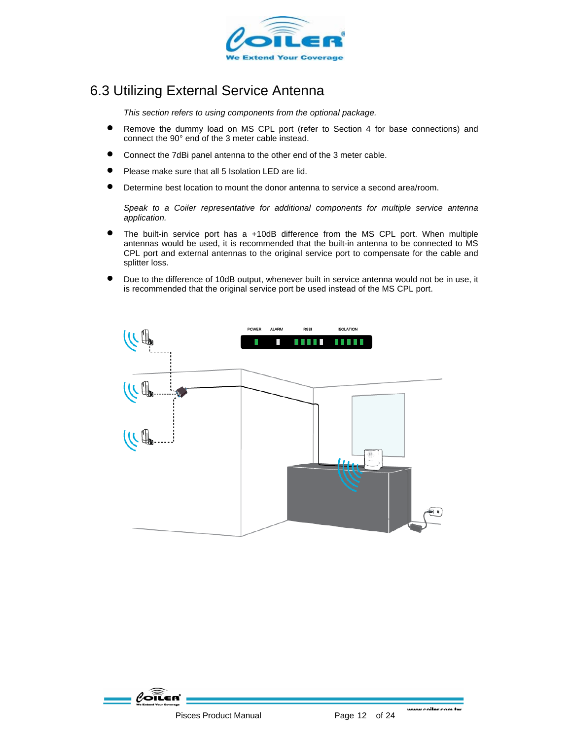## 6.3 Utilizing External Service Antenna

*This section refers to using components from the optional package.*

- Remove the dummy load on MS CPL port (refer to Section 4 for base connections) and connect the 90° end of the 3 meter cable instead.
- Connect the 7dBi panel antenna to the other end of the 3 meter cable.
- Please make sure that all 5 Isolation LED are lid.
- Determine best location to mount the donor antenna to service a second area/room.

*Speak to a Coiler representative for additional components for multiple service antenna application.*

- The built-in service port has a +10dB difference from the MS CPL port. When multiple antennas would be used, it is recommended that the built-in antenna to be connected to MS CPL port and external antennas to the original service port to compensate for the cable and splitter loss.
- Due to the difference of 10dB output, whenever built in service antenna would not be in use, it is recommended that the original service port be used instead of the MS CPL port.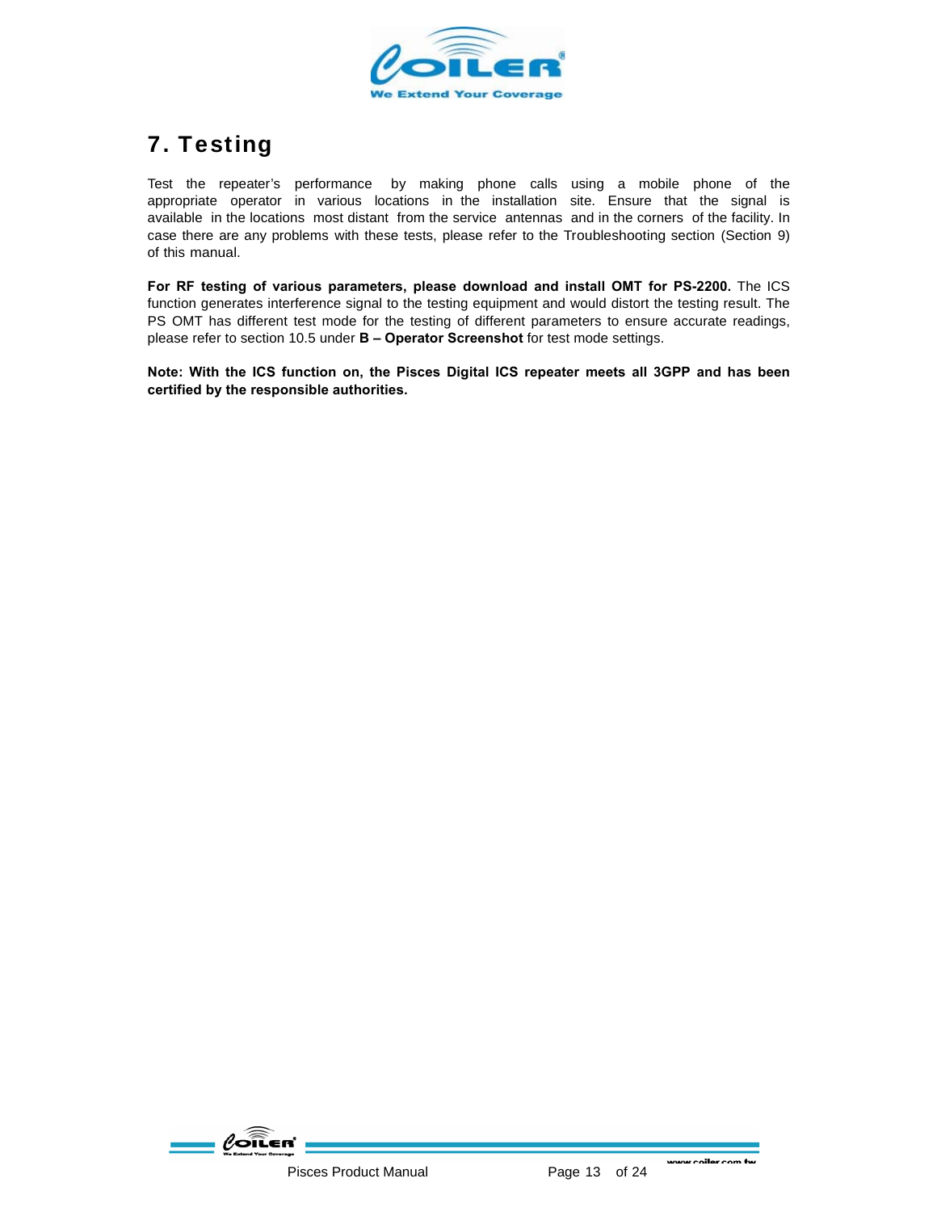# 7. Testing

Test the repeater's performance by making phone calls using a mobile phone of the appropriate operator in various locations in the installation site. Ensure that the signal is available in the locations most distant from the service antennas and in the corners of the facility. In case there are any problems with these tests, please refer to the Troubleshooting section (Section 9) of this manual.

**For RF testing of various parameters, please download and install OMT for PS-2200.** The ICS function generates interference signal to the testing equipment and would distort the testing result. The PS OMT has different test mode for the testing of different parameters to ensure accurate readings, please refer to section 10.5 under **B – Operator Screenshot** for test mode settings.

**Note: With the ICS function on, the Pisces Digital ICS repeater meets all 3GPP and has been certified by the responsible authorities.**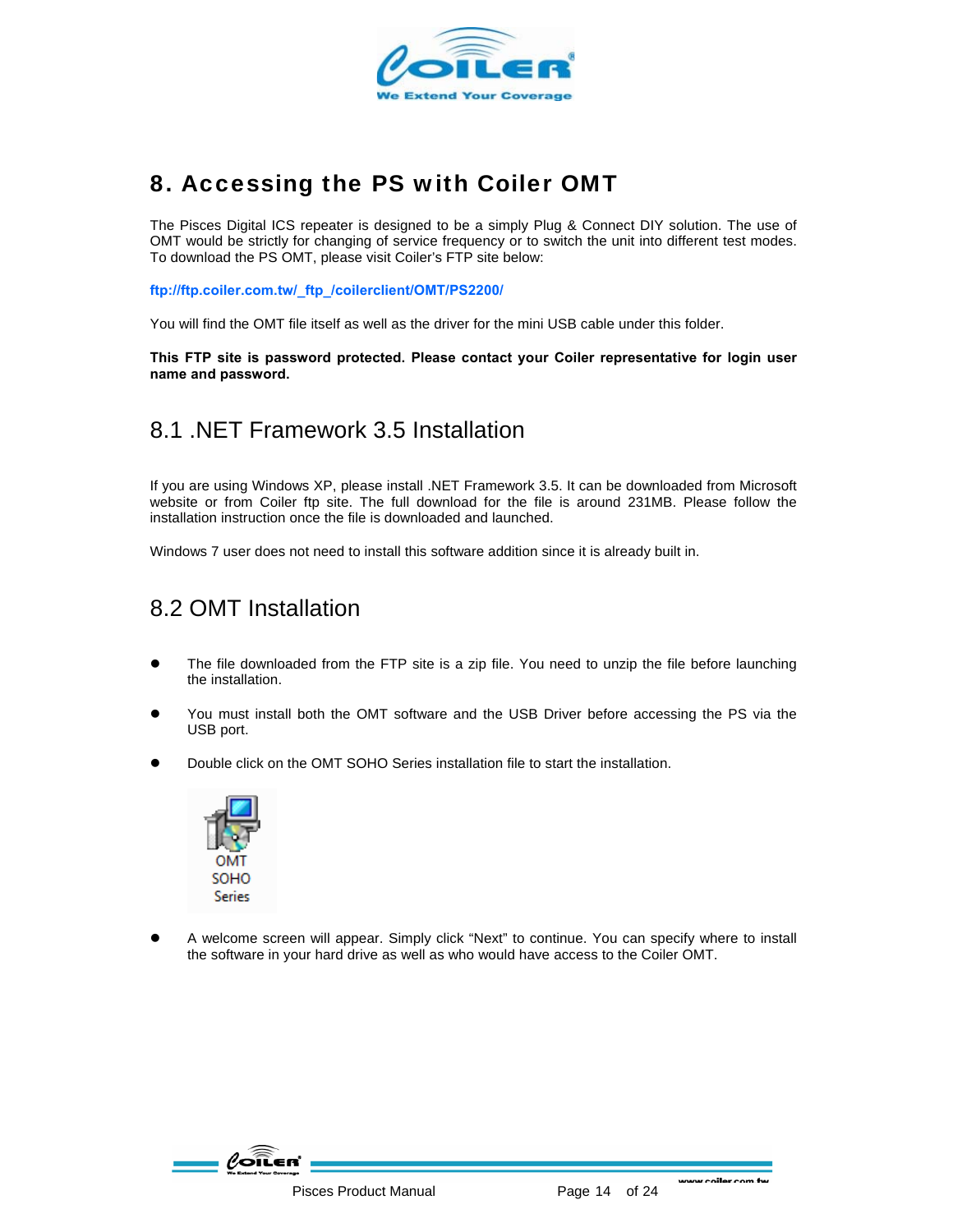# 8. Accessing the PS with Coiler OMT

The Pisces Digital ICS repeater is designed to be a simply Plug & Connect DIY solution. The use of OMT would be strictly for changing of service frequency or to switch the unit into different test modes. To download the PS OMT, please visit Coiler's FTP site below:

**ftp://ftp.coiler.com.tw/_ftp_/coilerclient/OMT/PS2200/**

You will find the OMT file itself as well as the driver for the mini USB cable under this folder.

**This FTP site is password protected. Please contact your Coiler representative for login user name and password.**

## 8.1 .NET Framework 3.5 Installation

If you are using Windows XP, please install .NET Framework 3.5. It can be downloaded from Microsoft website or from Coiler ftp site. The full download for the file is around 231MB. Please follow the installation instruction once the file is downloaded and launched.

Windows 7 user does not need to install this software addition since it is already built in.

## 8.2 OMT Installation

- The file downloaded from the FTP site is a zip file. You need to unzip the file before launching the installation.
- You must install both the OMT software and the USB Driver before accessing the PS via the USB port.
- Double click on the OMT SOHO Series installation file to start the installation.

OMT SOHO Series

- A welcome screen will appear. Simply click "Next" to continue. You can specify where to install the software in your hard drive as well as who would have access to the Coiler OMT.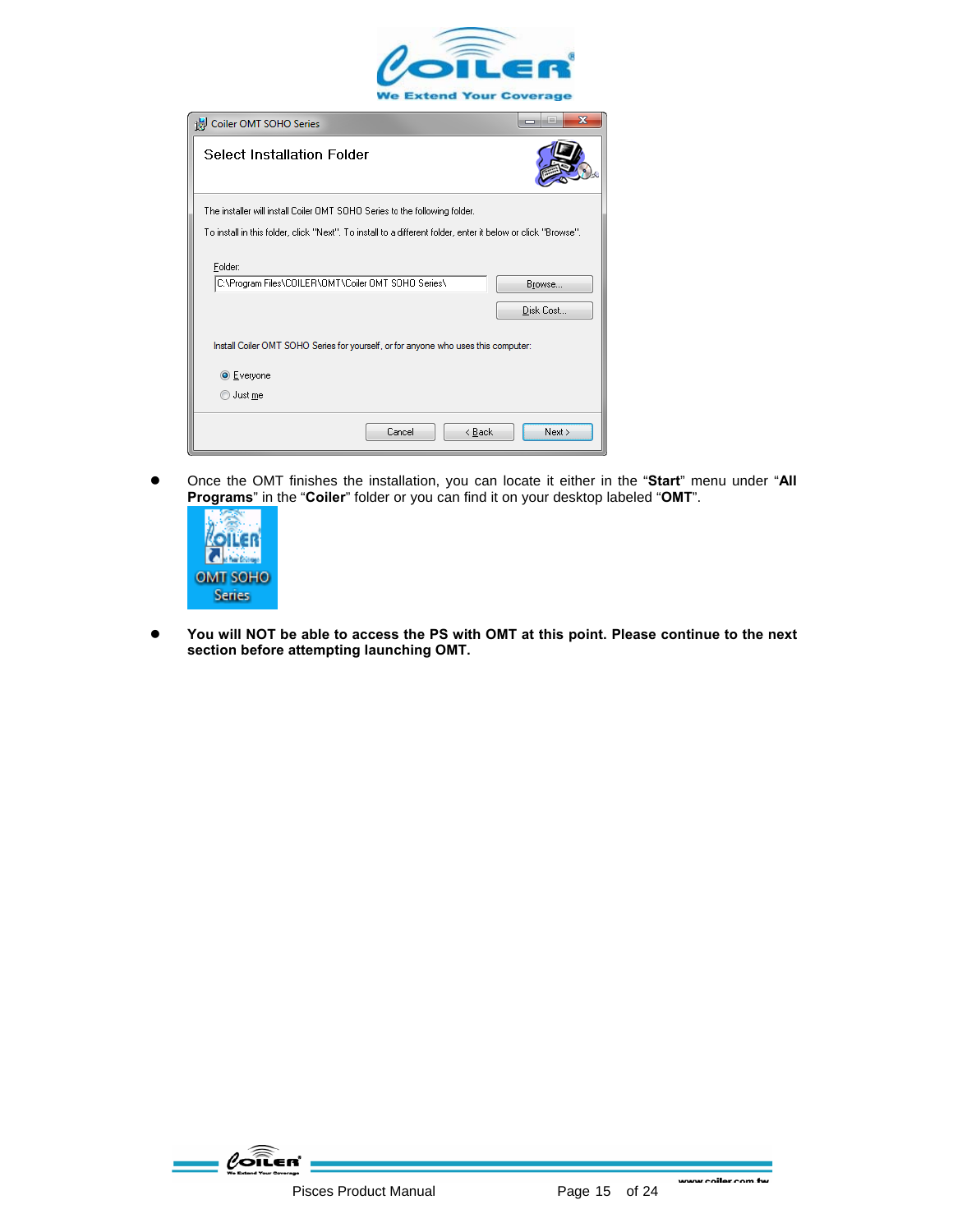- Once the OMT finishes the installation, you can locate it either in the "**Start**" menu under "**All Programs**" in the "**Coiler**" folder or you can find it on your desktop labeled "**OMT**".

- **You will NOT be able to access the PS with OMT at this point. Please continue to the next section before attempting launching OMT.**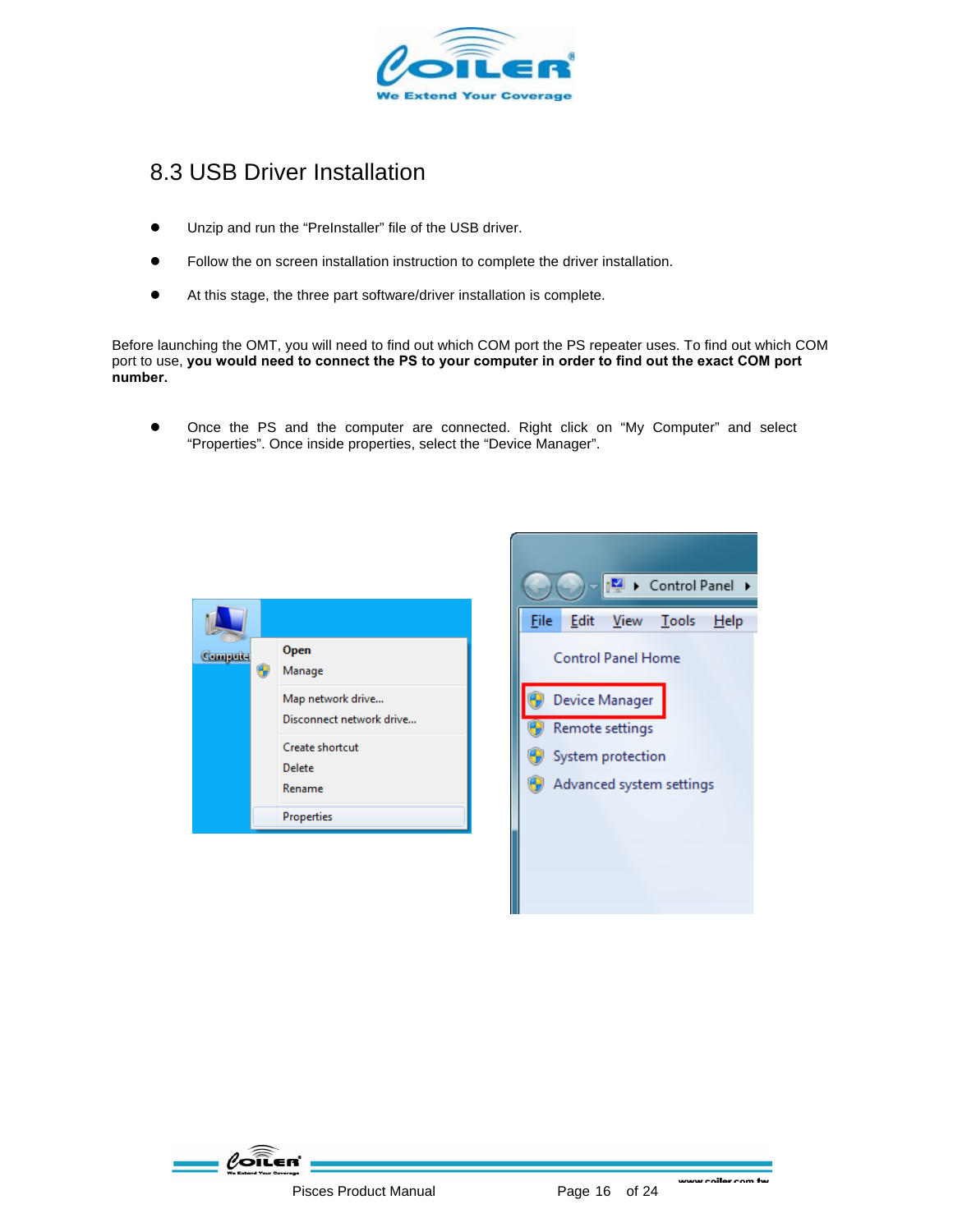## 8.3 USB Driver Installation

- Unzip and run the “PreInstaller” file of the USB driver.
- Follow the on screen installation instruction to complete the driver installation.
- At this stage, the three part software/driver installation is complete.

Before launching the OMT, you will need to find out which COM port the PS repeater uses. To find out which COM port to use, **you would need to connect the PS to your computer in order to find out the exact COM port number.**

- Once the PS and the computer are connected. Right click on “My Computer” and select “Properties”. Once inside properties, select the “Device Manager”.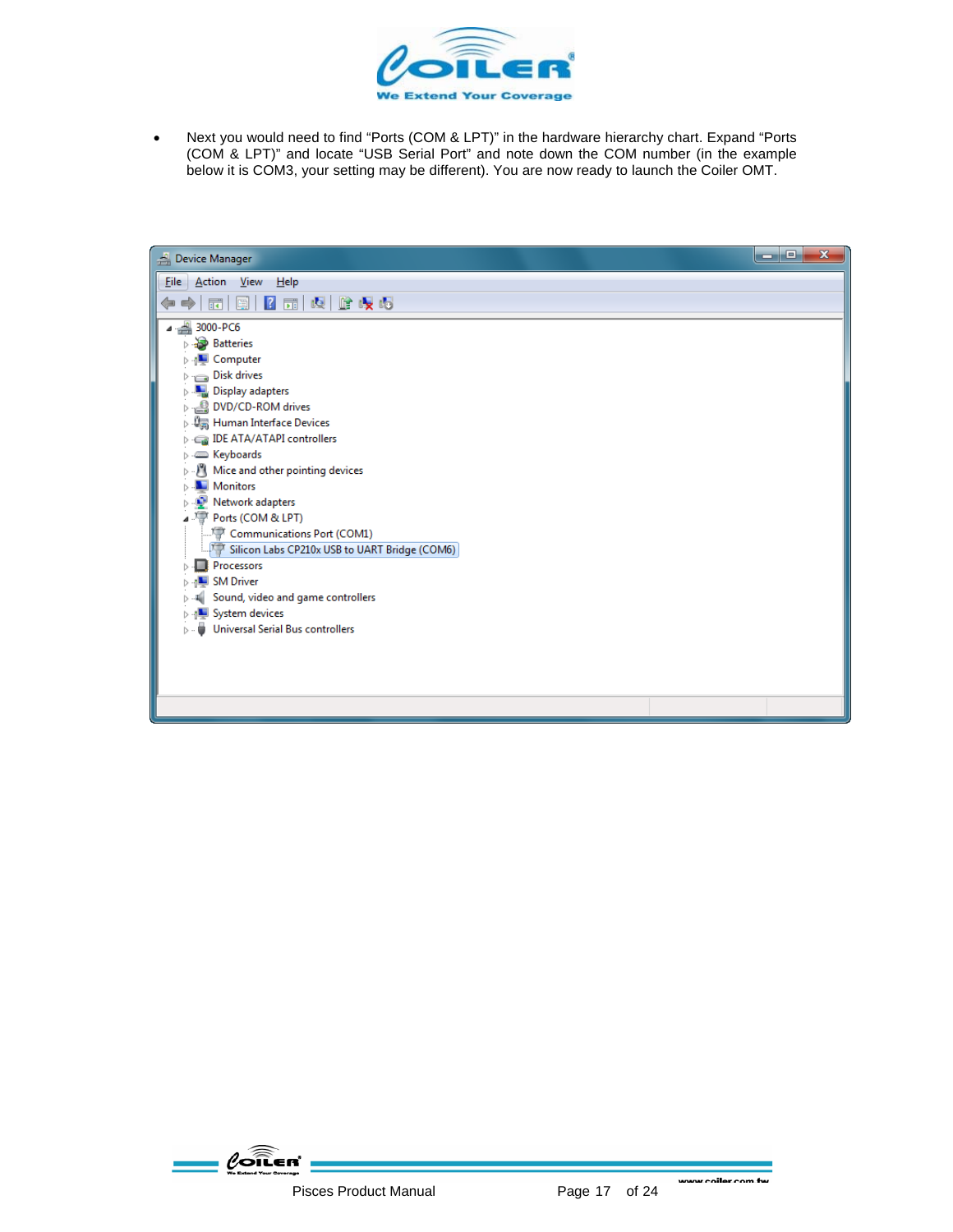- Next you would need to find “Ports (COM & LPT)” in the hardware hierarchy chart. Expand “Ports (COM & LPT)” and locate “USB Serial Port” and note down the COM number (in the example below it is COM3, your setting may be different). You are now ready to launch the Coiler OMT.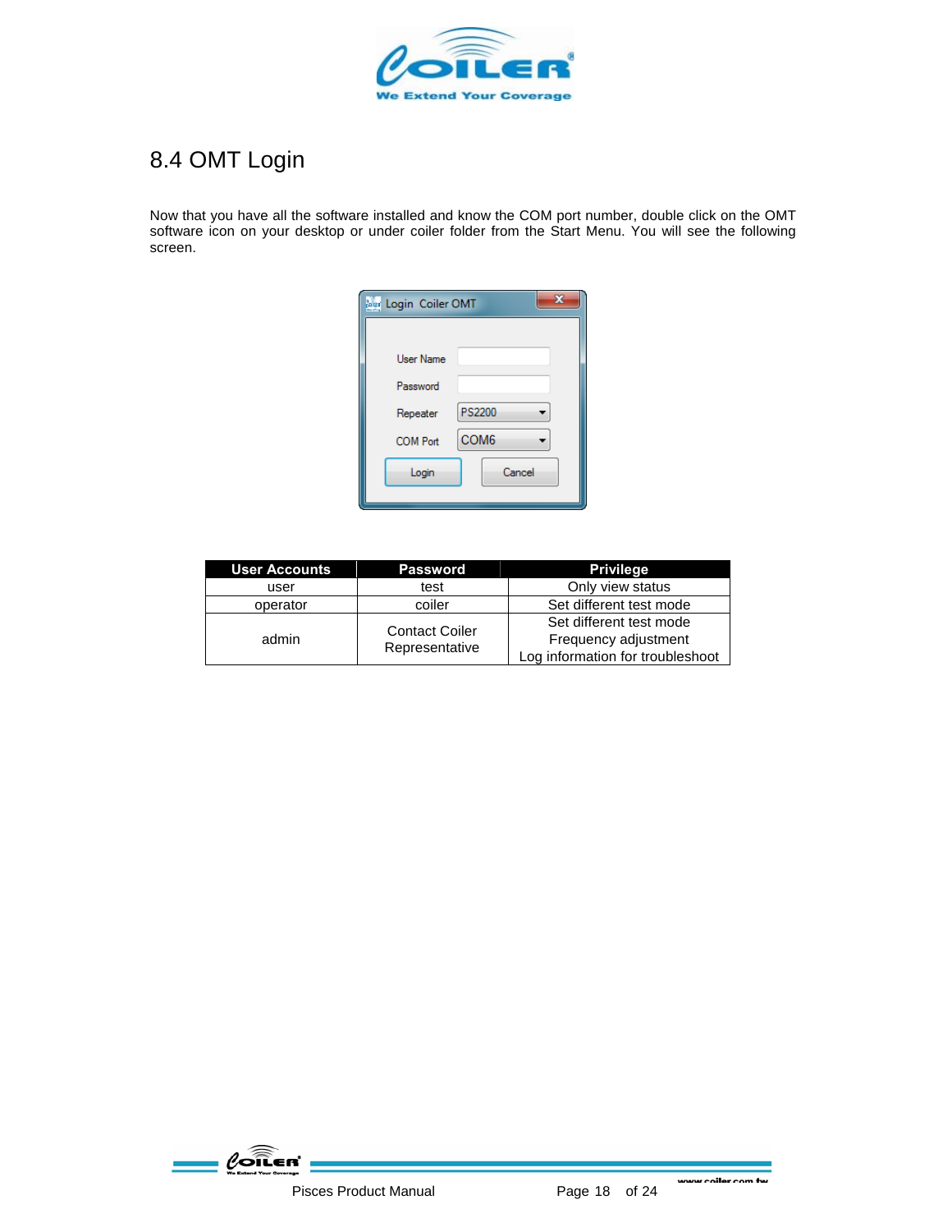## 8.4 OMT Login

Now that you have all the software installed and know the COM port number, double click on the OMT software icon on your desktop or under coiler folder from the Start Menu. You will see the following screen.

| User Accounts | Password | Privilege |
|---|---|---|
| user | test | Only view status |
| operator | coiler | Set different test mode |
| admin | Contact Coiler Representative | Set different test mode<br>Frequency adjustment<br>Log information for troubleshoot |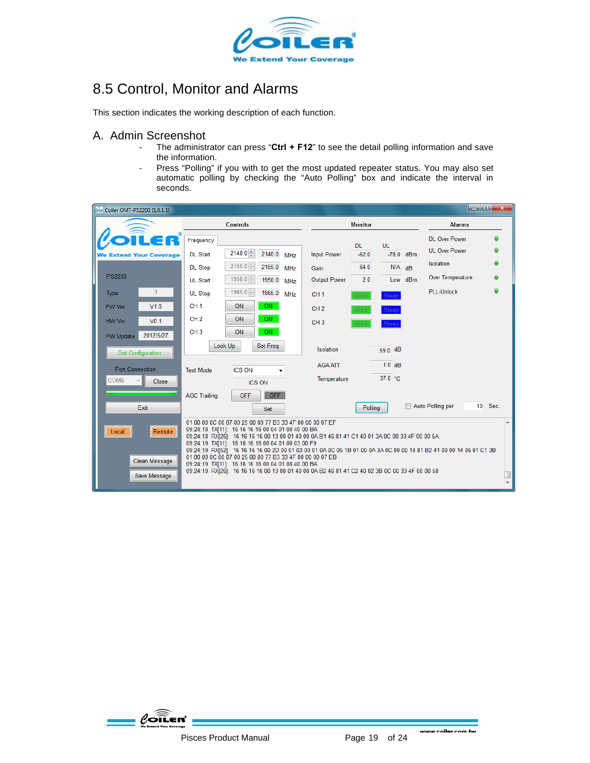## 8.5 Control, Monitor and Alarms

This section indicates the working description of each function.

### A. Admin Screenshot

- The administrator can press "**Ctrl + F12**" to see the detail polling information and save the information.
- Press "Polling" if you with to get the most updated repeater status. You may also set automatic polling by checking the "Auto Polling" box and indicate the interval in seconds.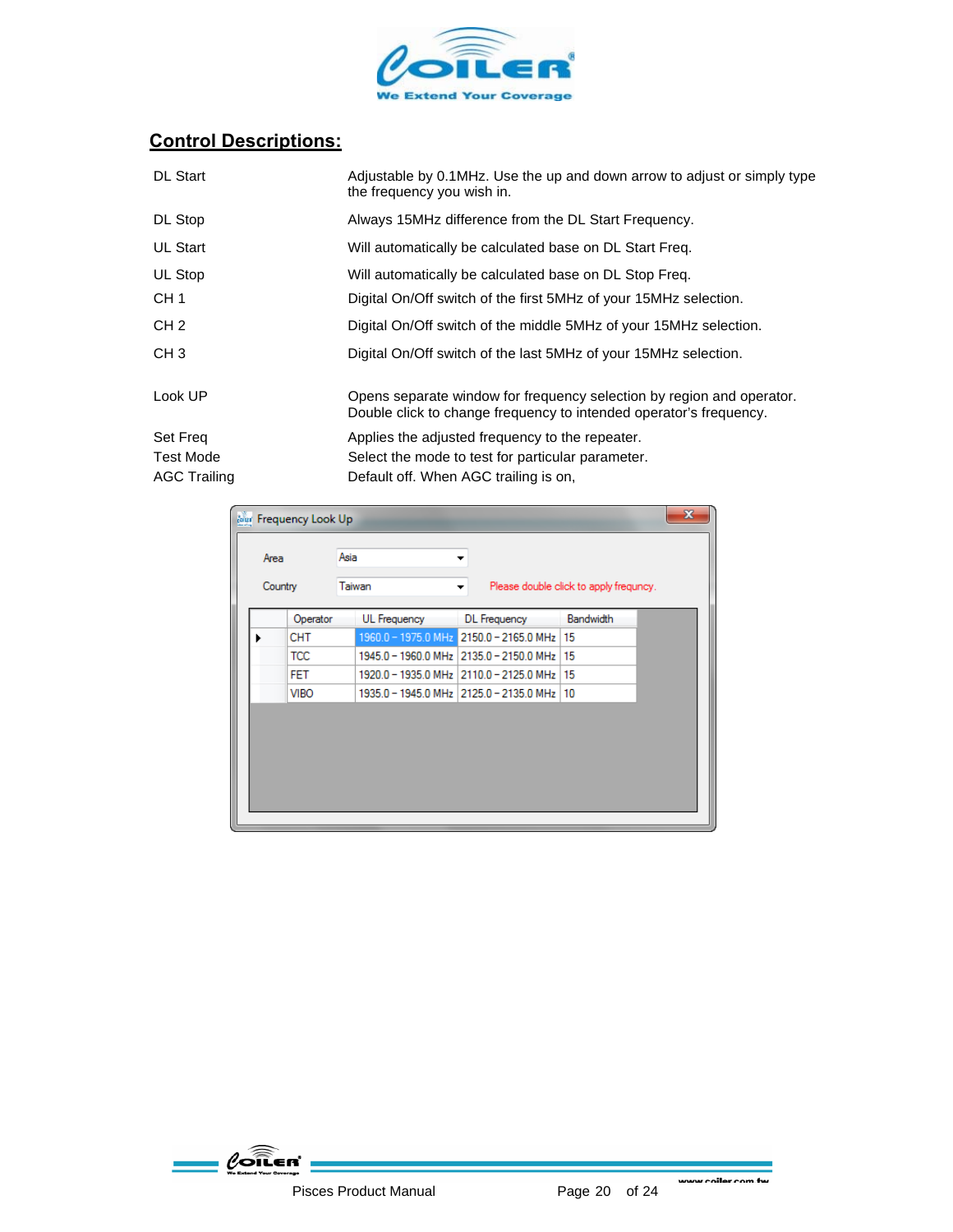## Control Descriptions:

| | |
|---|---|
| DL Start | Adjustable by 0.1MHz. Use the up and down arrow to adjust or simply type the frequency you wish in. |
| DL Stop | Always 15MHz difference from the DL Start Frequency. |
| UL Start | Will automatically be calculated base on DL Start Freq. |
| UL Stop | Will automatically be calculated base on DL Stop Freq. |
| CH 1 | Digital On/Off switch of the first 5MHz of your 15MHz selection. |
| CH 2 | Digital On/Off switch of the middle 5MHz of your 15MHz selection. |
| CH 3 | Digital On/Off switch of the last 5MHz of your 15MHz selection. |
| Look UP | Opens separate window for frequency selection by region and operator. Double click to change frequency to intended operator's frequency. |
| Set Freq | Applies the adjusted frequency to the repeater. |
| Test Mode | Select the mode to test for particular parameter. |
| AGC Trailing | Default off. When AGC trailing is on, |

Frequency Look Up

Area: Asia

Country: Taiwan

Please double click to apply frequncy.

| Operator | UL Frequency | DL Frequency | Bandwidth |
|---|---|---|---|
| CHT | 1960.0 – 1975.0 MHz | 2150.0 – 2165.0 MHz | 15 |
| TCC | 1945.0 – 1960.0 MHz | 2135.0 – 2150.0 MHz | 15 |
| FET | 1920.0 – 1935.0 MHz | 2110.0 – 2125.0 MHz | 15 |
| VIBO | 1935.0 – 1945.0 MHz | 2125.0 – 2135.0 MHz | 10 |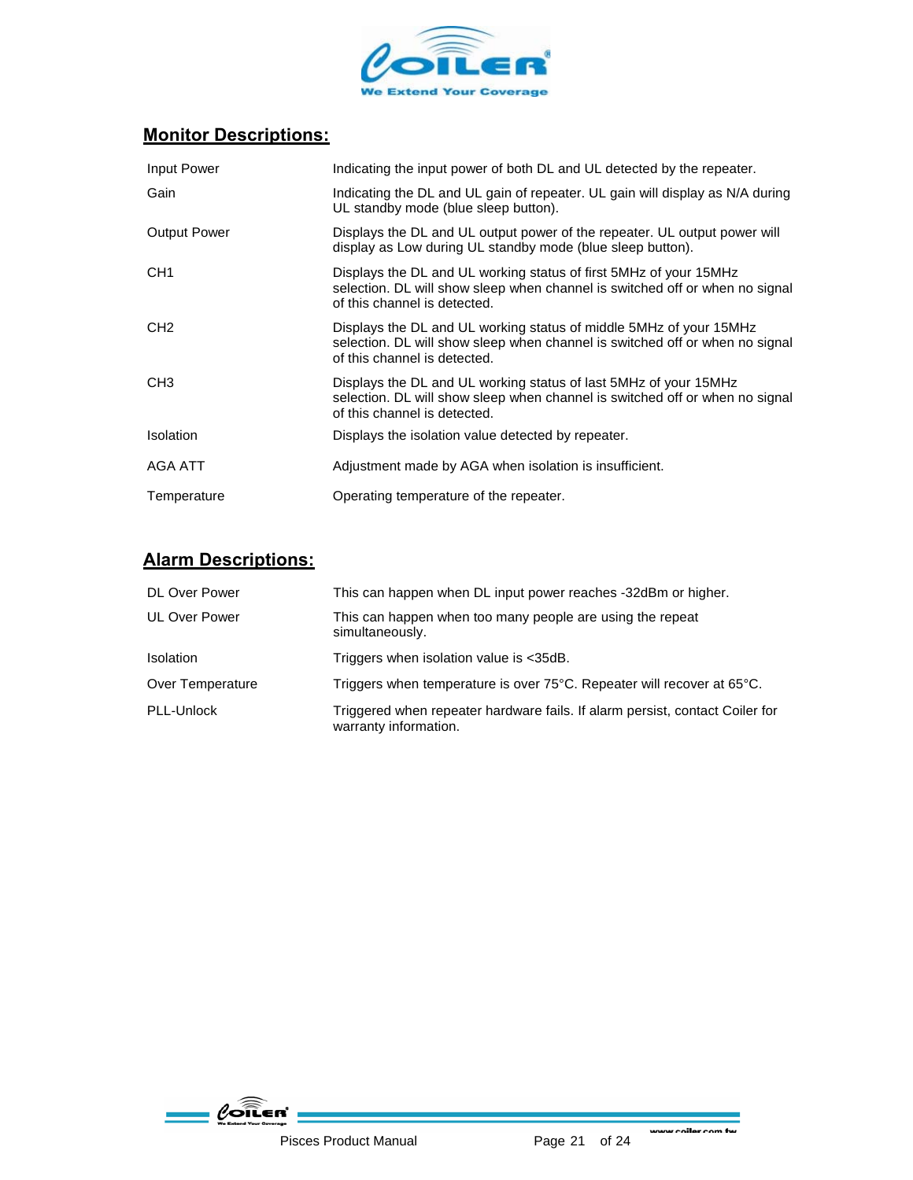## Monitor Descriptions:

| | |
|---|---|
| Input Power | Indicating the input power of both DL and UL detected by the repeater. |
| Gain | Indicating the DL and UL gain of repeater. UL gain will display as N/A during UL standby mode (blue sleep button). |
| Output Power | Displays the DL and UL output power of the repeater. UL output power will display as Low during UL standby mode (blue sleep button). |
| CH1 | Displays the DL and UL working status of first 5MHz of your 15MHz selection. DL will show sleep when channel is switched off or when no signal of this channel is detected. |
| CH2 | Displays the DL and UL working status of middle 5MHz of your 15MHz selection. DL will show sleep when channel is switched off or when no signal of this channel is detected. |
| CH3 | Displays the DL and UL working status of last 5MHz of your 15MHz selection. DL will show sleep when channel is switched off or when no signal of this channel is detected. |
| Isolation | Displays the isolation value detected by repeater. |
| AGA ATT | Adjustment made by AGA when isolation is insufficient. |
| Temperature | Operating temperature of the repeater. |

## Alarm Descriptions:

| | |
|---|---|
| DL Over Power | This can happen when DL input power reaches -32dBm or higher. |
| UL Over Power | This can happen when too many people are using the repeat simultaneously. |
| Isolation | Triggers when isolation value is <35dB. |
| Over Temperature | Triggers when temperature is over 75°C. Repeater will recover at 65°C. |
| PLL-Unlock | Triggered when repeater hardware fails. If alarm persist, contact Coiler for warranty information. |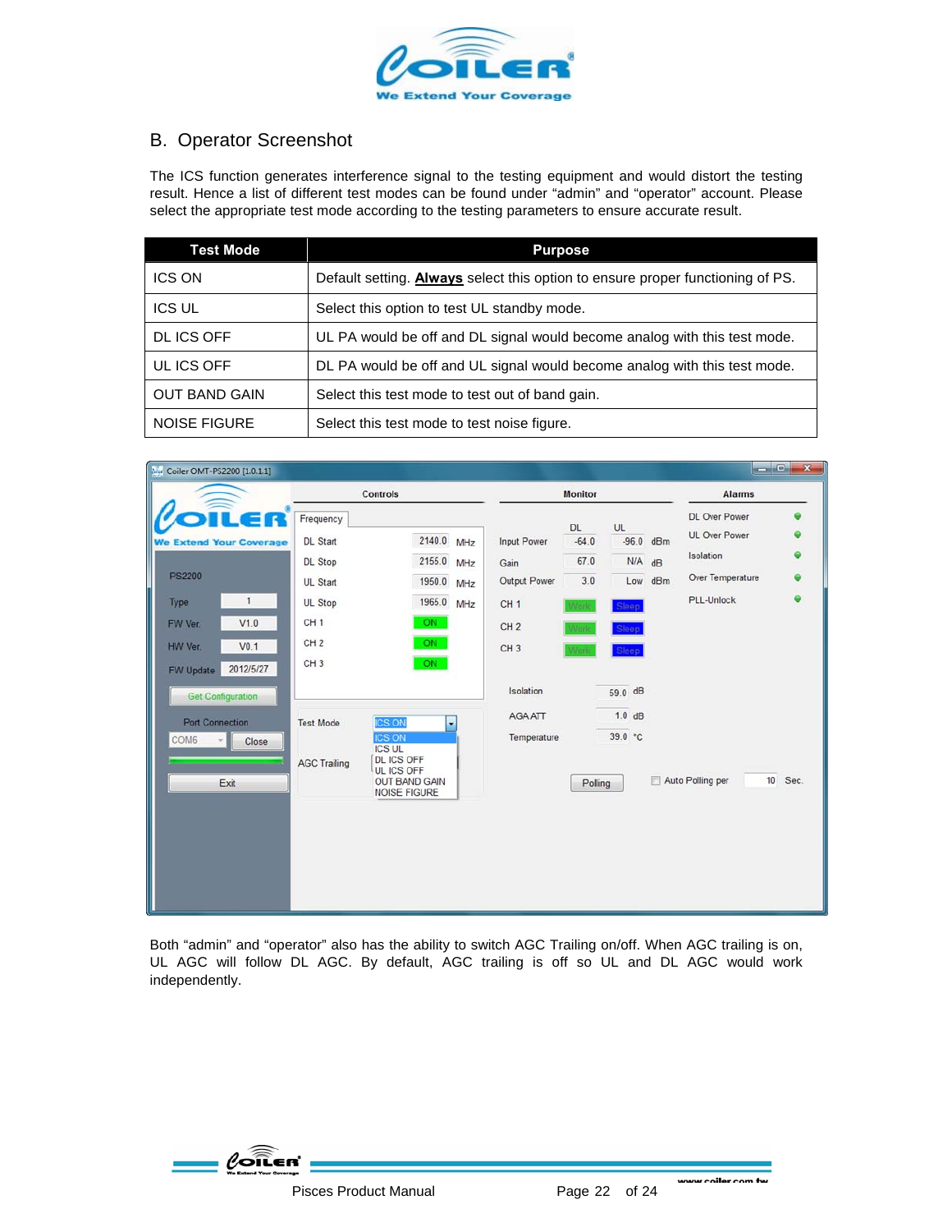## B. Operator Screenshot

The ICS function generates interference signal to the testing equipment and would distort the testing result. Hence a list of different test modes can be found under "admin" and "operator" account. Please select the appropriate test mode according to the testing parameters to ensure accurate result.

| Test Mode | Purpose |
|---|---|
| ICS ON | Default setting. **Always** select this option to ensure proper functioning of PS. |
| ICS UL | Select this option to test UL standby mode. |
| DL ICS OFF | UL PA would be off and DL signal would become analog with this test mode. |
| UL ICS OFF | DL PA would be off and UL signal would become analog with this test mode. |
| OUT BAND GAIN | Select this test mode to test out of band gain. |
| NOISE FIGURE | Select this test mode to test noise figure. |

Both "admin" and "operator" also has the ability to switch AGC Trailing on/off. When AGC trailing is on, UL AGC will follow DL AGC. By default, AGC trailing is off so UL and DL AGC would work independently.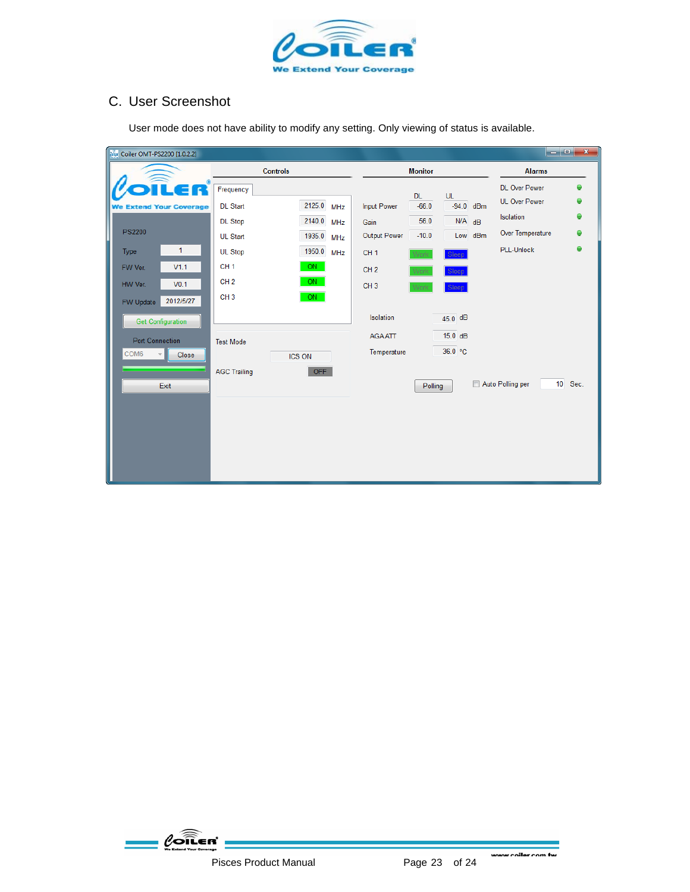## C. User Screenshot

User mode does not have ability to modify any setting. Only viewing of status is available.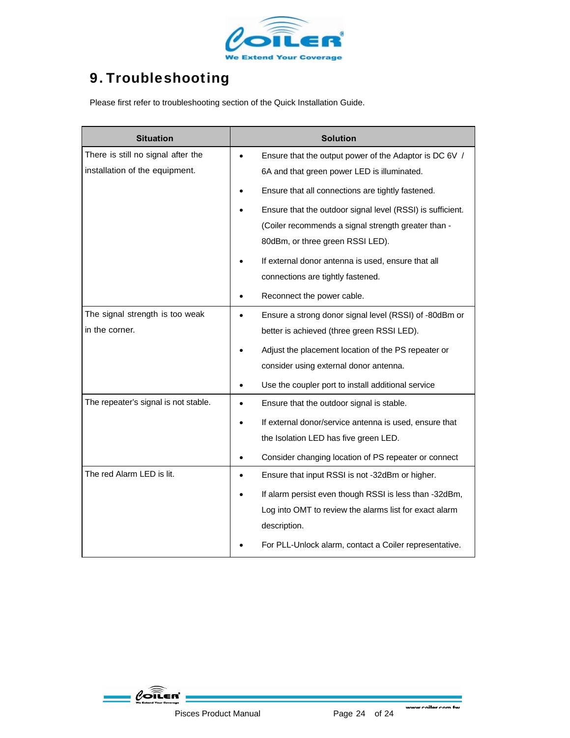# 9. Troubleshooting

Please first refer to troubleshooting section of the Quick Installation Guide.

| Situation | Solution |
|---|---|
| There is still no signal after the installation of the equipment. | • Ensure that the output power of the Adaptor is DC 6V / 6A and that green power LED is illuminated.<br>• Ensure that all connections are tightly fastened.<br>• Ensure that the outdoor signal level (RSSI) is sufficient. (Coiler recommends a signal strength greater than -80dBm, or three green RSSI LED).<br>• If external donor antenna is used, ensure that all connections are tightly fastened.<br>• Reconnect the power cable. |
| The signal strength is too weak in the corner. | • Ensure a strong donor signal level (RSSI) of -80dBm or better is achieved (three green RSSI LED).<br>• Adjust the placement location of the PS repeater or consider using external donor antenna.<br>• Use the coupler port to install additional service |
| The repeater's signal is not stable. | • Ensure that the outdoor signal is stable.<br>• If external donor/service antenna is used, ensure that the Isolation LED has five green LED.<br>• Consider changing location of PS repeater or connect |
| The red Alarm LED is lit. | • Ensure that input RSSI is not -32dBm or higher.<br>• If alarm persist even though RSSI is less than -32dBm, Log into OMT to review the alarms list for exact alarm description.<br>• For PLL-Unlock alarm, contact a Coiler representative. |